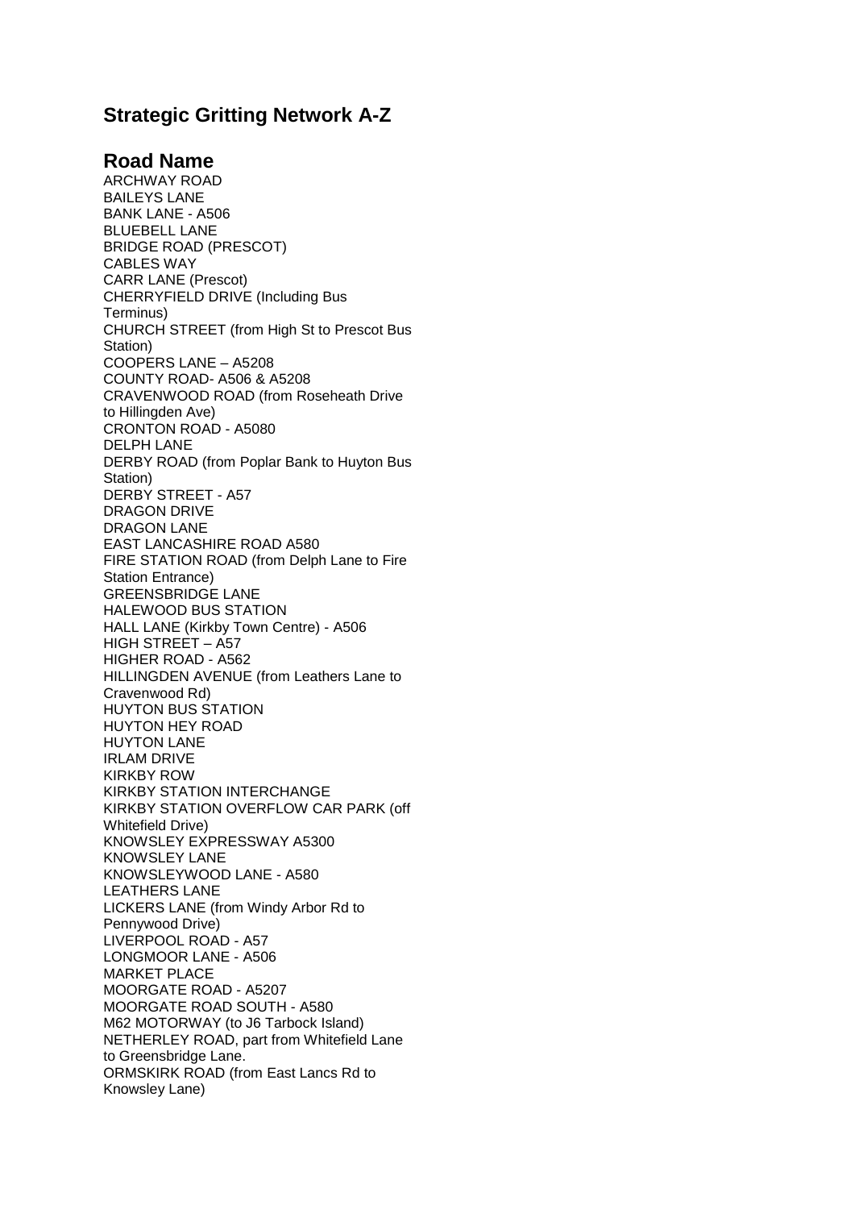## Strategic Gritting Network A-Z

## Road Name

ARCHWAY ROAD
BAILEYS LANE
BANK LANE - A506
BLUEBELL LANE
BRIDGE ROAD (PRESCOT)
CABLES WAY
CARR LANE (Prescot)
CHERRYFIELD DRIVE (Including Bus Terminus)
CHURCH STREET (from High St to Prescot Bus Station)
COOPERS LANE – A5208
COUNTY ROAD- A506 & A5208
CRAVENWOOD ROAD (from Roseheath Drive to Hillingden Ave)
CRONTON ROAD - A5080
DELPH LANE
DERBY ROAD (from Poplar Bank to Huyton Bus Station)
DERBY STREET - A57
DRAGON DRIVE
DRAGON LANE
EAST LANCASHIRE ROAD A580
FIRE STATION ROAD (from Delph Lane to Fire Station Entrance)
GREENSBRIDGE LANE
HALEWOOD BUS STATION
HALL LANE (Kirkby Town Centre) - A506
HIGH STREET – A57
HIGHER ROAD - A562
HILLINGDEN AVENUE (from Leathers Lane to Cravenwood Rd)
HUYTON BUS STATION
HUYTON HEY ROAD
HUYTON LANE
IRLAM DRIVE
KIRKBY ROW
KIRKBY STATION INTERCHANGE
KIRKBY STATION OVERFLOW CAR PARK (off Whitefield Drive)
KNOWSLEY EXPRESSWAY A5300
KNOWSLEY LANE
KNOWSLEYWOOD LANE - A580
LEATHERS LANE
LICKERS LANE (from Windy Arbor Rd to Pennywood Drive)
LIVERPOOL ROAD - A57
LONGMOOR LANE - A506
MARKET PLACE
MOORGATE ROAD - A5207
MOORGATE ROAD SOUTH - A580
M62 MOTORWAY (to J6 Tarbock Island)
NETHERLEY ROAD, part from Whitefield Lane to Greensbridge Lane.
ORMSKIRK ROAD (from East Lancs Rd to Knowsley Lane)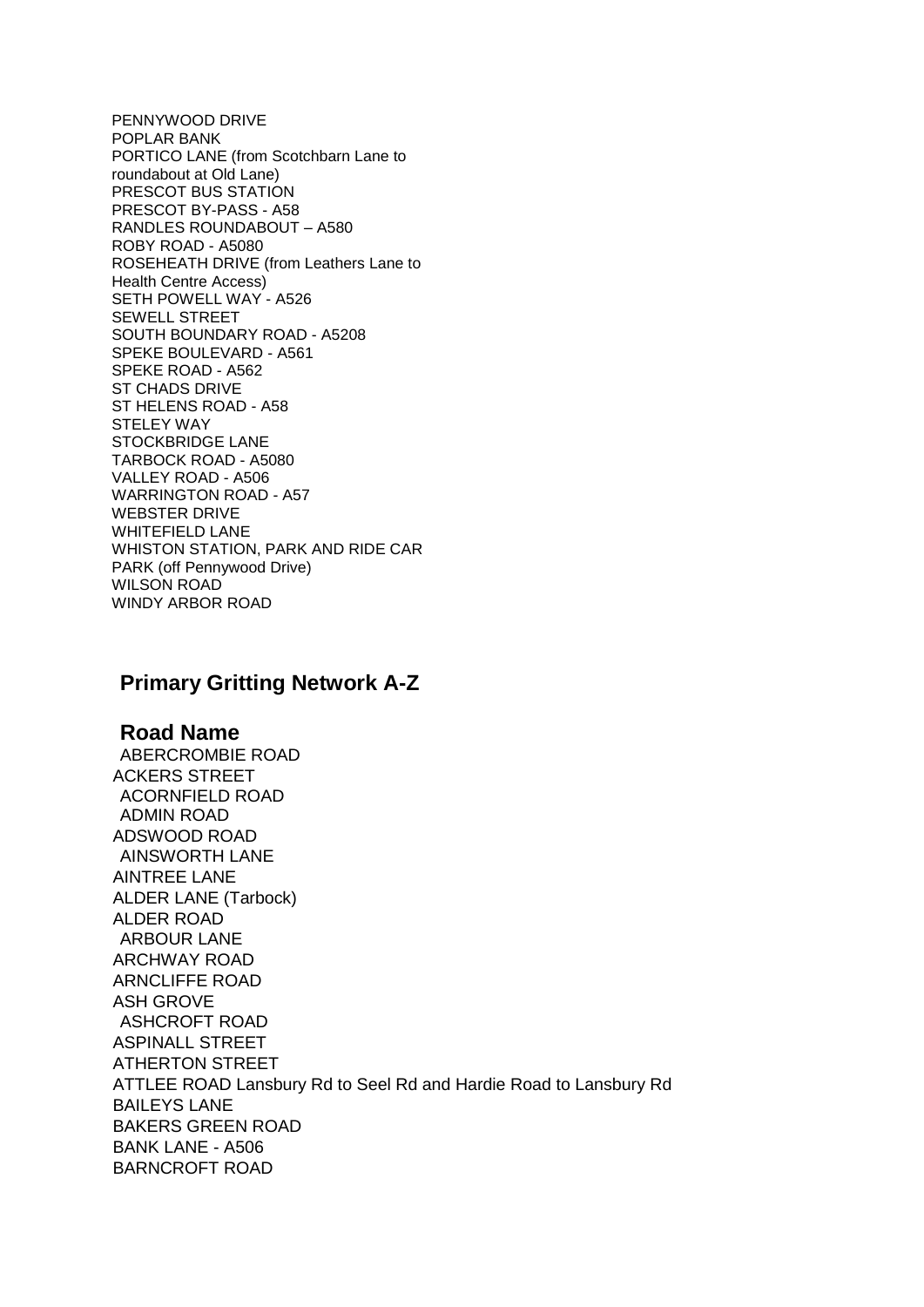PENNYWOOD DRIVE
POPLAR BANK
PORTICO LANE (from Scotchbarn Lane to roundabout at Old Lane)
PRESCOT BUS STATION
PRESCOT BY-PASS - A58
RANDLES ROUNDABOUT – A580
ROBY ROAD - A5080
ROSEHEATH DRIVE (from Leathers Lane to Health Centre Access)
SETH POWELL WAY - A526
SEWELL STREET
SOUTH BOUNDARY ROAD - A5208
SPEKE BOULEVARD - A561
SPEKE ROAD - A562
ST CHADS DRIVE
ST HELENS ROAD - A58
STELEY WAY
STOCKBRIDGE LANE
TARBOCK ROAD - A5080
VALLEY ROAD - A506
WARRINGTON ROAD - A57
WEBSTER DRIVE
WHITEFIELD LANE
WHISTON STATION, PARK AND RIDE CAR PARK (off Pennywood Drive)
WILSON ROAD
WINDY ARBOR ROAD

## Primary Gritting Network A-Z

### Road Name

ABERCROMBIE ROAD
ACKERS STREET
ACORNFIELD ROAD
ADMIN ROAD
ADSWOOD ROAD
AINSWORTH LANE
AINTREE LANE
ALDER LANE (Tarbock)
ALDER ROAD
ARBOUR LANE
ARCHWAY ROAD
ARNCLIFFE ROAD
ASH GROVE
ASHCROFT ROAD
ASPINALL STREET
ATHERTON STREET
ATTLEE ROAD Lansbury Rd to Seel Rd and Hardie Road to Lansbury Rd
BAILEYS LANE
BAKERS GREEN ROAD
BANK LANE - A506
BARNCROFT ROAD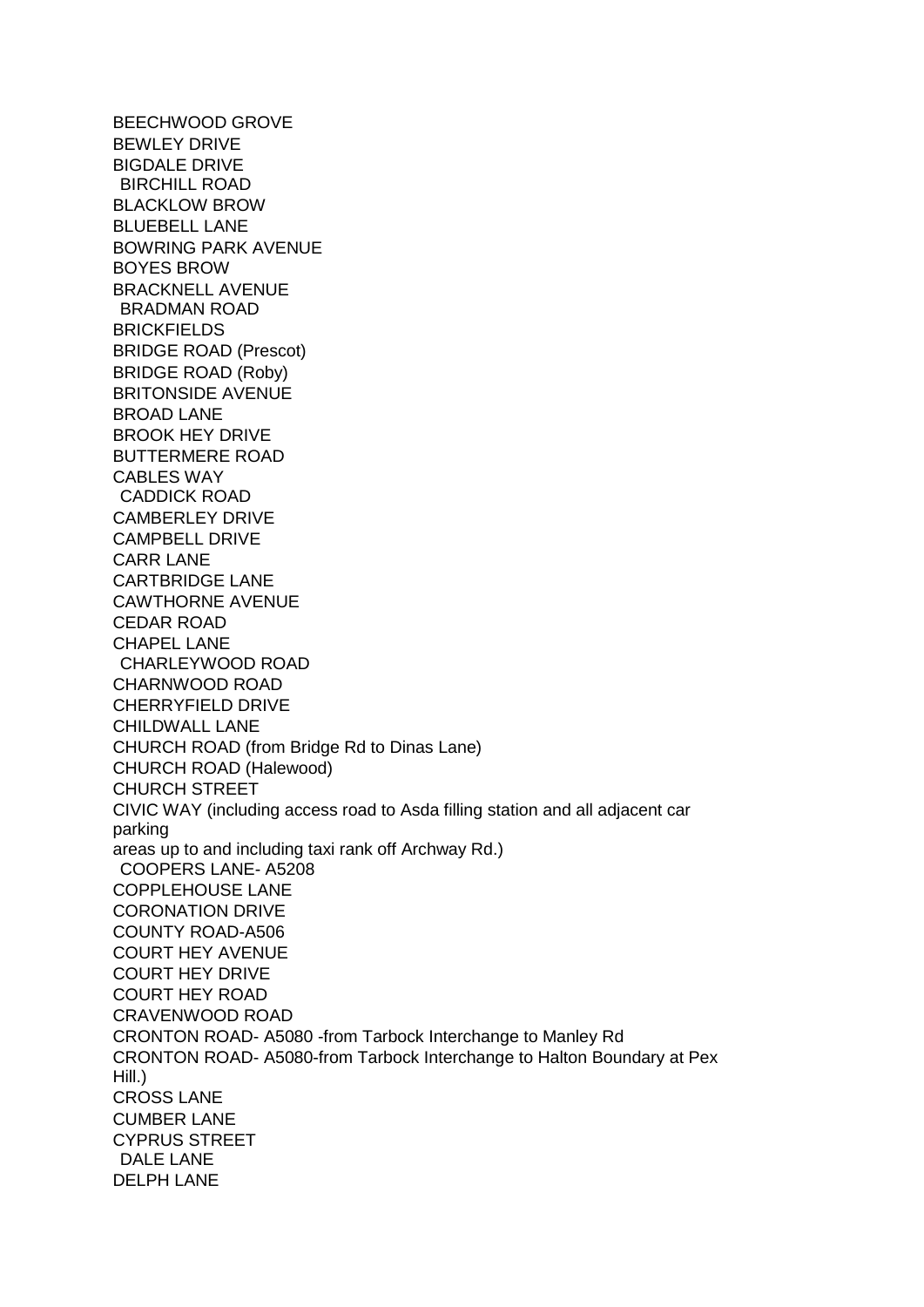BEECHWOOD GROVE
BEWLEY DRIVE
BIGDALE DRIVE
BIRCHILL ROAD
BLACKLOW BROW
BLUEBELL LANE
BOWRING PARK AVENUE
BOYES BROW
BRACKNELL AVENUE
BRADMAN ROAD
BRICKFIELDS
BRIDGE ROAD (Prescot)
BRIDGE ROAD (Roby)
BRITONSIDE AVENUE
BROAD LANE
BROOK HEY DRIVE
BUTTERMERE ROAD
CABLES WAY
CADDICK ROAD
CAMBERLEY DRIVE
CAMPBELL DRIVE
CARR LANE
CARTBRIDGE LANE
CAWTHORNE AVENUE
CEDAR ROAD
CHAPEL LANE
CHARLEYWOOD ROAD
CHARNWOOD ROAD
CHERRYFIELD DRIVE
CHILDWALL LANE
CHURCH ROAD (from Bridge Rd to Dinas Lane)
CHURCH ROAD (Halewood)
CHURCH STREET
CIVIC WAY (including access road to Asda filling station and all adjacent car parking
areas up to and including taxi rank off Archway Rd.)
COOPERS LANE- A5208
COPPLEHOUSE LANE
CORONATION DRIVE
COUNTY ROAD-A506
COURT HEY AVENUE
COURT HEY DRIVE
COURT HEY ROAD
CRAVENWOOD ROAD
CRONTON ROAD- A5080 -from Tarbock Interchange to Manley Rd
CRONTON ROAD- A5080-from Tarbock Interchange to Halton Boundary at Pex Hill.)
CROSS LANE
CUMBER LANE
CYPRUS STREET
DALE LANE
DELPH LANE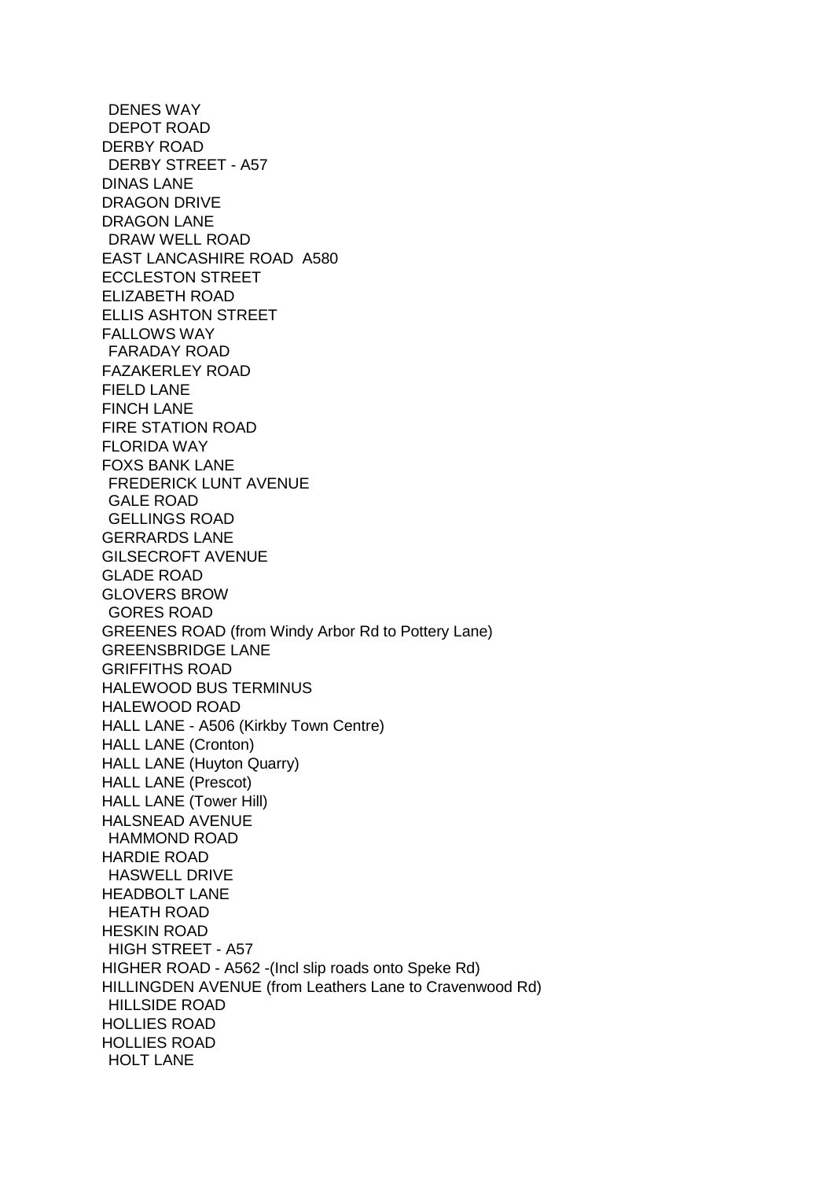DENES WAY
DEPOT ROAD
DERBY ROAD
DERBY STREET - A57
DINAS LANE
DRAGON DRIVE
DRAGON LANE
DRAW WELL ROAD
EAST LANCASHIRE ROAD A580
ECCLESTON STREET
ELIZABETH ROAD
ELLIS ASHTON STREET
FALLOWS WAY
FARADAY ROAD
FAZAKERLEY ROAD
FIELD LANE
FINCH LANE
FIRE STATION ROAD
FLORIDA WAY
FOXS BANK LANE
FREDERICK LUNT AVENUE
GALE ROAD
GELLINGS ROAD
GERRARDS LANE
GILSECROFT AVENUE
GLADE ROAD
GLOVERS BROW
GORES ROAD
GREENES ROAD (from Windy Arbor Rd to Pottery Lane)
GREENSBRIDGE LANE
GRIFFITHS ROAD
HALEWOOD BUS TERMINUS
HALEWOOD ROAD
HALL LANE - A506 (Kirkby Town Centre)
HALL LANE (Cronton)
HALL LANE (Huyton Quarry)
HALL LANE (Prescot)
HALL LANE (Tower Hill)
HALSNEAD AVENUE
HAMMOND ROAD
HARDIE ROAD
HASWELL DRIVE
HEADBOLT LANE
HEATH ROAD
HESKIN ROAD
HIGH STREET - A57
HIGHER ROAD - A562 -(Incl slip roads onto Speke Rd)
HILLINGDEN AVENUE (from Leathers Lane to Cravenwood Rd)
HILLSIDE ROAD
HOLLIES ROAD
HOLLIES ROAD
HOLT LANE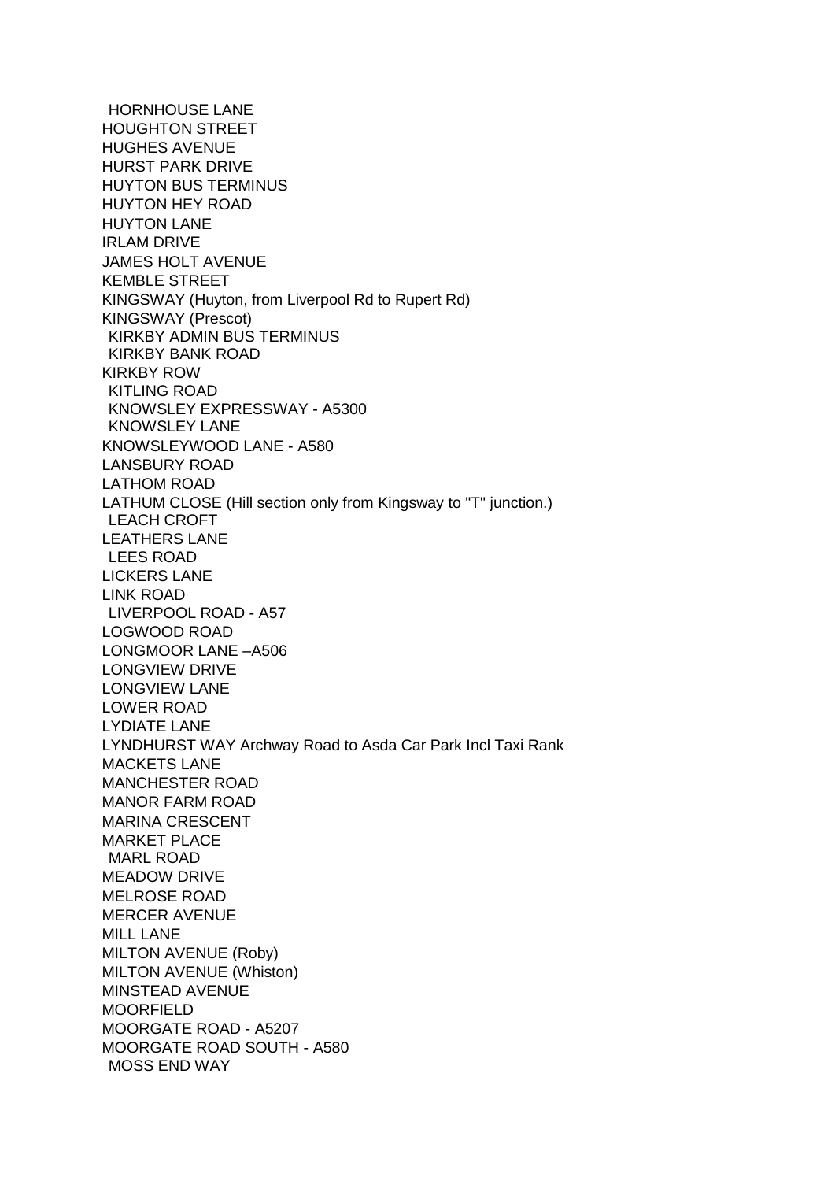HORNHOUSE LANE
HOUGHTON STREET
HUGHES AVENUE
HURST PARK DRIVE
HUYTON BUS TERMINUS
HUYTON HEY ROAD
HUYTON LANE
IRLAM DRIVE
JAMES HOLT AVENUE
KEMBLE STREET
KINGSWAY (Huyton, from Liverpool Rd to Rupert Rd)
KINGSWAY (Prescot)
KIRKBY ADMIN BUS TERMINUS
KIRKBY BANK ROAD
KIRKBY ROW
KITLING ROAD
KNOWSLEY EXPRESSWAY - A5300
KNOWSLEY LANE
KNOWSLEYWOOD LANE - A580
LANSBURY ROAD
LATHOM ROAD
LATHUM CLOSE (Hill section only from Kingsway to "T" junction.)
LEACH CROFT
LEATHERS LANE
LEES ROAD
LICKERS LANE
LINK ROAD
LIVERPOOL ROAD - A57
LOGWOOD ROAD
LONGMOOR LANE –A506
LONGVIEW DRIVE
LONGVIEW LANE
LOWER ROAD
LYDIATE LANE
LYNDHURST WAY Archway Road to Asda Car Park Incl Taxi Rank
MACKETS LANE
MANCHESTER ROAD
MANOR FARM ROAD
MARINA CRESCENT
MARKET PLACE
MARL ROAD
MEADOW DRIVE
MELROSE ROAD
MERCER AVENUE
MILL LANE
MILTON AVENUE (Roby)
MILTON AVENUE (Whiston)
MINSTEAD AVENUE
MOORFIELD
MOORGATE ROAD - A5207
MOORGATE ROAD SOUTH - A580
MOSS END WAY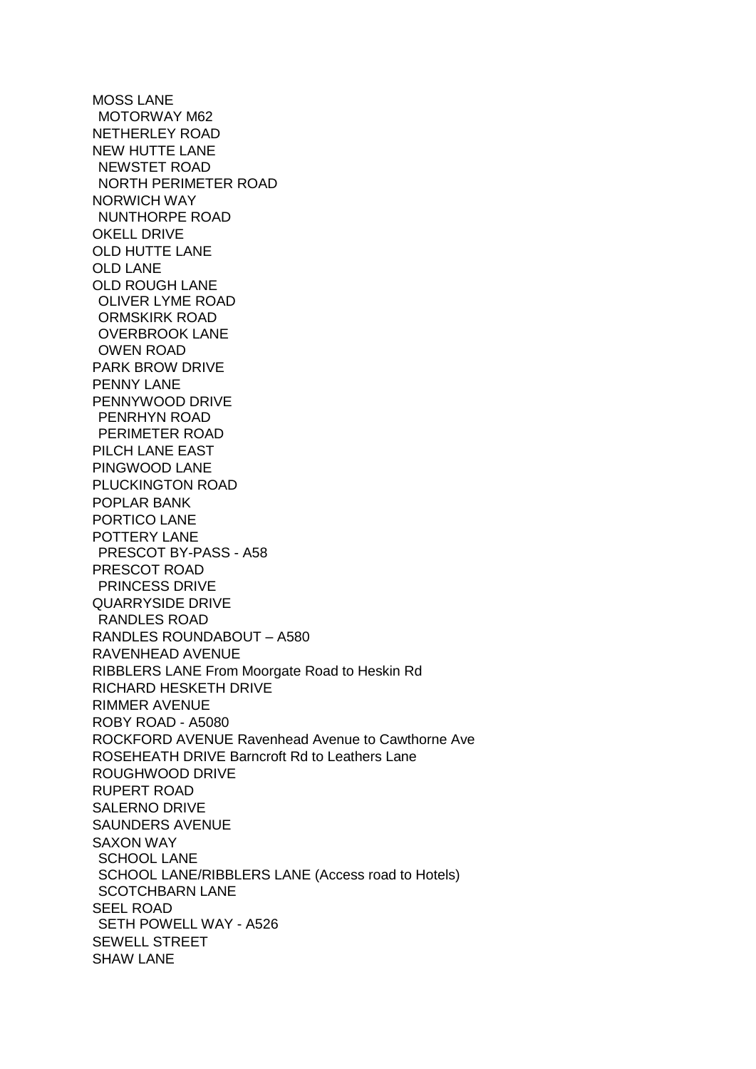MOSS LANE
MOTORWAY M62
NETHERLEY ROAD
NEW HUTTE LANE
NEWSTET ROAD
NORTH PERIMETER ROAD
NORWICH WAY
NUNTHORPE ROAD
OKELL DRIVE
OLD HUTTE LANE
OLD LANE
OLD ROUGH LANE
OLIVER LYME ROAD
ORMSKIRK ROAD
OVERBROOK LANE
OWEN ROAD
PARK BROW DRIVE
PENNY LANE
PENNYWOOD DRIVE
PENRHYN ROAD
PERIMETER ROAD
PILCH LANE EAST
PINGWOOD LANE
PLUCKINGTON ROAD
POPLAR BANK
PORTICO LANE
POTTERY LANE
PRESCOT BY-PASS - A58
PRESCOT ROAD
PRINCESS DRIVE
QUARRYSIDE DRIVE
RANDLES ROAD
RANDLES ROUNDABOUT – A580
RAVENHEAD AVENUE
RIBBLERS LANE From Moorgate Road to Heskin Rd
RICHARD HESKETH DRIVE
RIMMER AVENUE
ROBY ROAD - A5080
ROCKFORD AVENUE Ravenhead Avenue to Cawthorne Ave
ROSEHEATH DRIVE Barncroft Rd to Leathers Lane
ROUGHWOOD DRIVE
RUPERT ROAD
SALERNO DRIVE
SAUNDERS AVENUE
SAXON WAY
SCHOOL LANE
SCHOOL LANE/RIBBLERS LANE (Access road to Hotels)
SCOTCHBARN LANE
SEEL ROAD
SETH POWELL WAY - A526
SEWELL STREET
SHAW LANE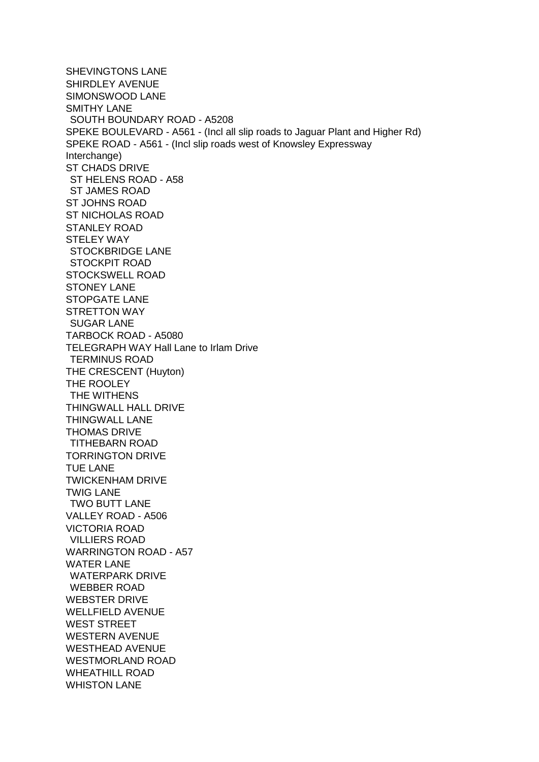SHEVINGTONS LANE
SHIRDLEY AVENUE
SIMONSWOOD LANE
SMITHY LANE
SOUTH BOUNDARY ROAD - A5208
SPEKE BOULEVARD - A561 - (Incl all slip roads to Jaguar Plant and Higher Rd)
SPEKE ROAD - A561 - (Incl slip roads west of Knowsley Expressway Interchange)
ST CHADS DRIVE
ST HELENS ROAD - A58
ST JAMES ROAD
ST JOHNS ROAD
ST NICHOLAS ROAD
STANLEY ROAD
STELEY WAY
STOCKBRIDGE LANE
STOCKPIT ROAD
STOCKSWELL ROAD
STONEY LANE
STOPGATE LANE
STRETTON WAY
SUGAR LANE
TARBOCK ROAD - A5080
TELEGRAPH WAY Hall Lane to Irlam Drive
TERMINUS ROAD
THE CRESCENT (Huyton)
THE ROOLEY
THE WITHENS
THINGWALL HALL DRIVE
THINGWALL LANE
THOMAS DRIVE
TITHEBARN ROAD
TORRINGTON DRIVE
TUE LANE
TWICKENHAM DRIVE
TWIG LANE
TWO BUTT LANE
VALLEY ROAD - A506
VICTORIA ROAD
VILLIERS ROAD
WARRINGTON ROAD - A57
WATER LANE
WATERPARK DRIVE
WEBBER ROAD
WEBSTER DRIVE
WELLFIELD AVENUE
WEST STREET
WESTERN AVENUE
WESTHEAD AVENUE
WESTMORLAND ROAD
WHEATHILL ROAD
WHISTON LANE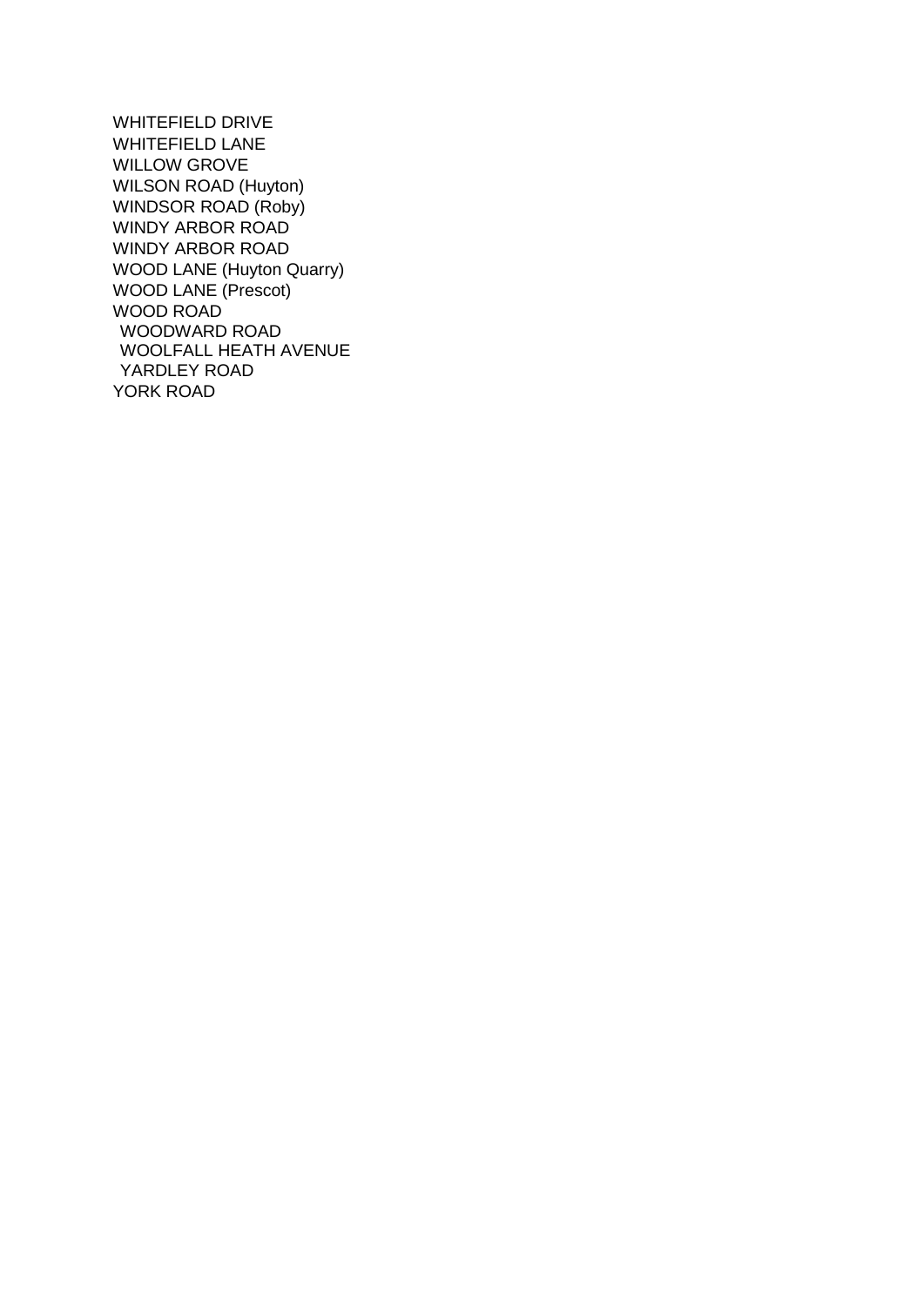WHITEFIELD DRIVE
WHITEFIELD LANE
WILLOW GROVE
WILSON ROAD (Huyton)
WINDSOR ROAD (Roby)
WINDY ARBOR ROAD
WINDY ARBOR ROAD
WOOD LANE (Huyton Quarry)
WOOD LANE (Prescot)
WOOD ROAD
WOODWARD ROAD
WOOLFALL HEATH AVENUE
YARDLEY ROAD
YORK ROAD